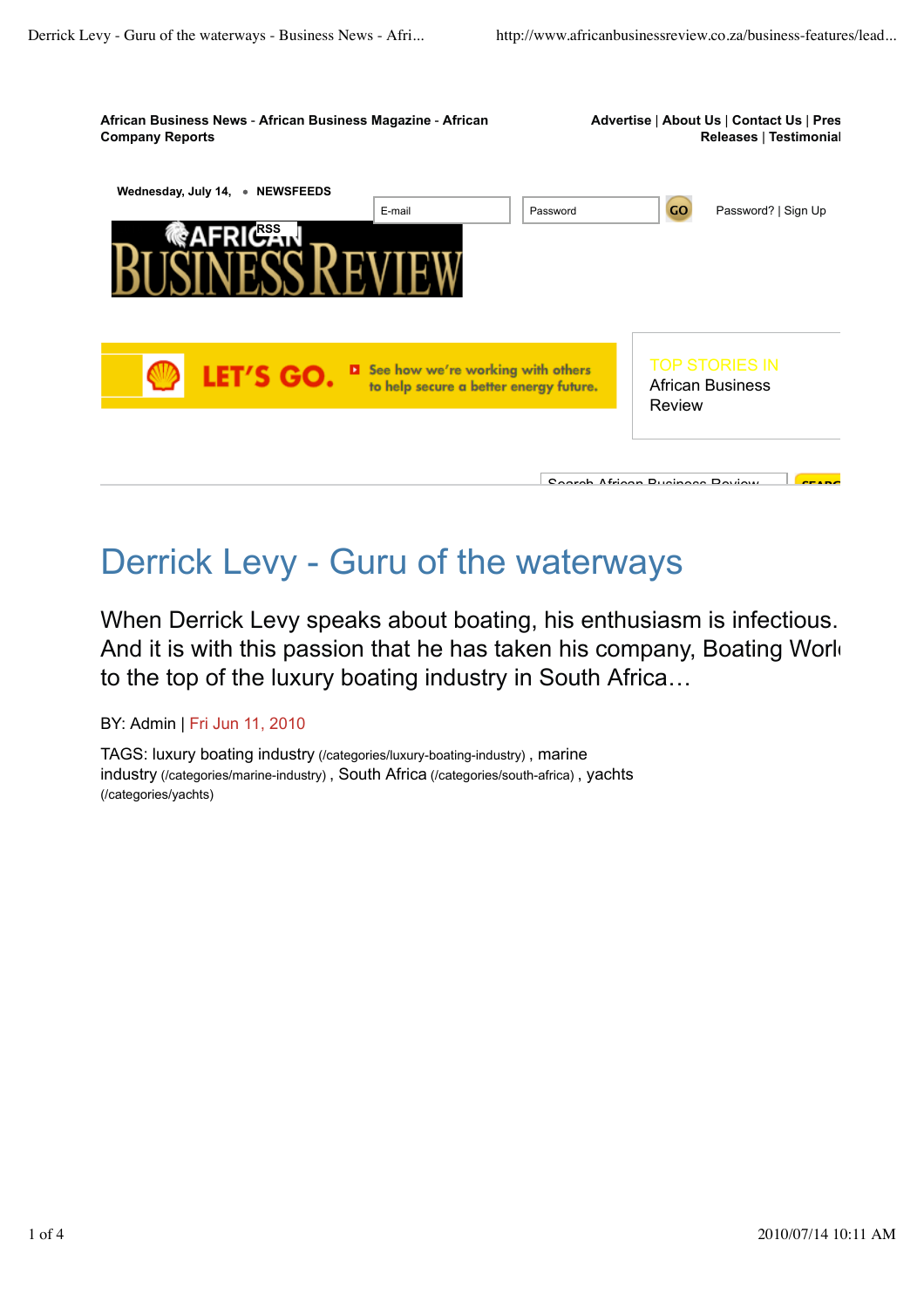African Business News - African Business Magazine - African Company Reports

Advertise | About Us | Contact Us | Press Releases | Testimonial

Wednesday, July 14, • NEWSFEEDS

E-mail | Password | GO | Password? | Sign Up

RSS

AFRICAN BUSINESS REVIEW

LET'S GO. See how we're working with others to help secure a better energy future.

TOP STORIES IN African Business Review

Search African Business Review

# Derrick Levy - Guru of the waterways

When Derrick Levy speaks about boating, his enthusiasm is infectious. And it is with this passion that he has taken his company, Boating World to the top of the luxury boating industry in South Africa…

BY: Admin | Fri Jun 11, 2010

TAGS: luxury boating industry (/categories/luxury-boating-industry) , marine industry (/categories/marine-industry) , South Africa (/categories/south-africa) , yachts (/categories/yachts)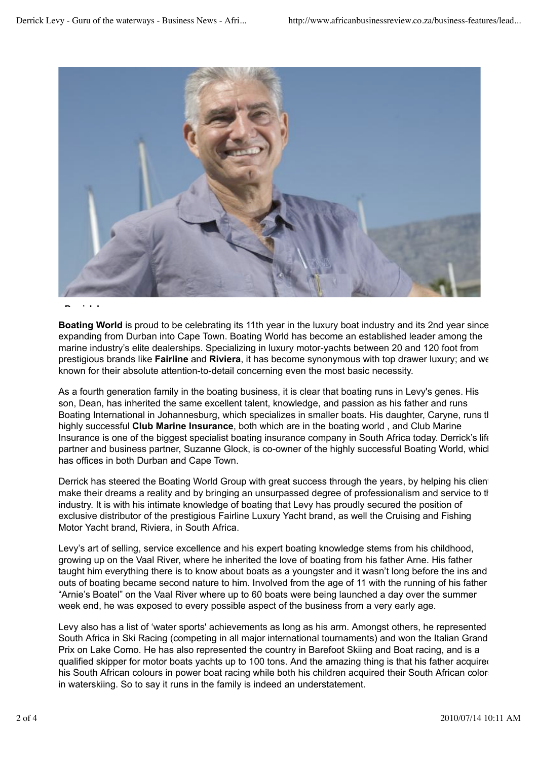**Boating World** is proud to be celebrating its 11th year in the luxury boat industry and its 2nd year since expanding from Durban into Cape Town. Boating World has become an established leader among the marine industry's elite dealerships. Specializing in luxury motor-yachts between 20 and 120 foot from prestigious brands like **Fairline** and **Riviera**, it has become synonymous with top drawer luxury; and we known for their absolute attention-to-detail concerning even the most basic necessity.

As a fourth generation family in the boating business, it is clear that boating runs in Levy's genes. His son, Dean, has inherited the same excellent talent, knowledge, and passion as his father and runs Boating International in Johannesburg, which specializes in smaller boats. His daughter, Caryne, runs th highly successful **Club Marine Insurance**, both which are in the boating world , and Club Marine Insurance is one of the biggest specialist boating insurance company in South Africa today. Derrick's life partner and business partner, Suzanne Glock, is co-owner of the highly successful Boating World, which has offices in both Durban and Cape Town.

Derrick has steered the Boating World Group with great success through the years, by helping his client make their dreams a reality and by bringing an unsurpassed degree of professionalism and service to th industry. It is with his intimate knowledge of boating that Levy has proudly secured the position of exclusive distributor of the prestigious Fairline Luxury Yacht brand, as well the Cruising and Fishing Motor Yacht brand, Riviera, in South Africa.

Levy's art of selling, service excellence and his expert boating knowledge stems from his childhood, growing up on the Vaal River, where he inherited the love of boating from his father Arne. His father taught him everything there is to know about boats as a youngster and it wasn't long before the ins and outs of boating became second nature to him. Involved from the age of 11 with the running of his father "Arnie's Boatel" on the Vaal River where up to 60 boats were being launched a day over the summer week end, he was exposed to every possible aspect of the business from a very early age.

Levy also has a list of 'water sports' achievements as long as his arm. Amongst others, he represented South Africa in Ski Racing (competing in all major international tournaments) and won the Italian Grand Prix on Lake Como. He has also represented the country in Barefoot Skiing and Boat racing, and is a qualified skipper for motor boats yachts up to 100 tons. And the amazing thing is that his father acquired his South African colours in power boat racing while both his children acquired their South African colors in waterskiing. So to say it runs in the family is indeed an understatement.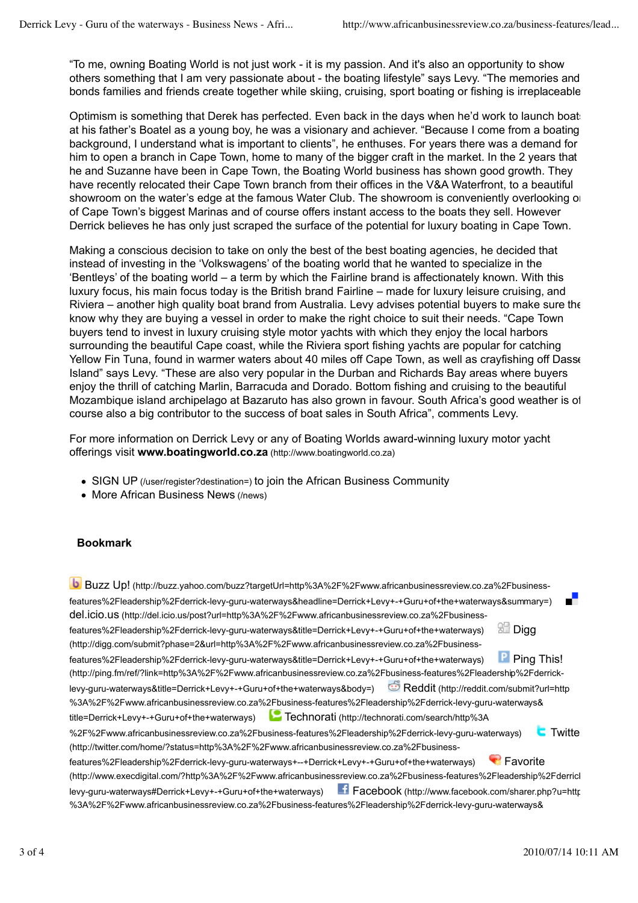"To me, owning Boating World is not just work - it is my passion. And it's also an opportunity to show others something that I am very passionate about - the boating lifestyle" says Levy. "The memories and bonds families and friends create together while skiing, cruising, sport boating or fishing is irreplaceable

Optimism is something that Derek has perfected. Even back in the days when he'd work to launch boat at his father's Boatel as a young boy, he was a visionary and achiever. "Because I come from a boating background, I understand what is important to clients", he enthuses. For years there was a demand for him to open a branch in Cape Town, home to many of the bigger craft in the market. In the 2 years that he and Suzanne have been in Cape Town, the Boating World business has shown good growth. They have recently relocated their Cape Town branch from their offices in the V&A Waterfront, to a beautiful showroom on the water's edge at the famous Water Club. The showroom is conveniently overlooking o of Cape Town's biggest Marinas and of course offers instant access to the boats they sell. However Derrick believes he has only just scraped the surface of the potential for luxury boating in Cape Town.

Making a conscious decision to take on only the best of the best boating agencies, he decided that instead of investing in the 'Volkswagens' of the boating world that he wanted to specialize in the 'Bentleys' of the boating world – a term by which the Fairline brand is affectionately known. With this luxury focus, his main focus today is the British brand Fairline – made for luxury leisure cruising, and Riviera – another high quality boat brand from Australia. Levy advises potential buyers to make sure the know why they are buying a vessel in order to make the right choice to suit their needs. "Cape Town buyers tend to invest in luxury cruising style motor yachts with which they enjoy the local harbors surrounding the beautiful Cape coast, while the Riviera sport fishing yachts are popular for catching Yellow Fin Tuna, found in warmer waters about 40 miles off Cape Town, as well as crayfishing off Dasse Island" says Levy. "These are also very popular in the Durban and Richards Bay areas where buyers enjoy the thrill of catching Marlin, Barracuda and Dorado. Bottom fishing and cruising to the beautiful Mozambique island archipelago at Bazaruto has also grown in favour. South Africa's good weather is of course also a big contributor to the success of boat sales in South Africa", comments Levy.

For more information on Derrick Levy or any of Boating Worlds award-winning luxury motor yacht offerings visit **www.boatingworld.co.za** (http://www.boatingworld.co.za)

- SIGN UP (/user/register?destination=) to join the African Business Community
- More African Business News (/news)

### Bookmark

Buzz Up! (http://buzz.yahoo.com/buzz?targetUrl=http%3A%2F%2Fwww.africanbusinessreview.co.za%2Fbusiness-features%2Fleadership%2Fderrick-levy-guru-waterways&headline=Derrick+Levy+-+Guru+of+the+waterways&summary=) del.icio.us (http://del.icio.us/post?url=http%3A%2F%2Fwww.africanbusinessreview.co.za%2Fbusiness-features%2Fleadership%2Fderrick-levy-guru-waterways&title=Derrick+Levy+-+Guru+of+the+waterways) Digg (http://digg.com/submit?phase=2&url=http%3A%2F%2Fwww.africanbusinessreview.co.za%2Fbusiness-features%2Fleadership%2Fderrick-levy-guru-waterways&title=Derrick+Levy+-+Guru+of+the+waterways) Ping This! (http://ping.fm/ref/?link=http%3A%2F%2Fwww.africanbusinessreview.co.za%2Fbusiness-features%2Fleadership%2Fderrick-levy-guru-waterways&title=Derrick+Levy+-+Guru+of+the+waterways&body=) Reddit (http://reddit.com/submit?url=http%3A%2F%2Fwww.africanbusinessreview.co.za%2Fbusiness-features%2Fleadership%2Fderrick-levy-guru-waterways&title=Derrick+Levy+-+Guru+of+the+waterways) Technorati (http://technorati.com/search/http%3A%2F%2Fwww.africanbusinessreview.co.za%2Fbusiness-features%2Fleadership%2Fderrick-levy-guru-waterways) Twitte (http://twitter.com/home/?status=http%3A%2F%2Fwww.africanbusinessreview.co.za%2Fbusiness-features%2Fleadership%2Fderrick-levy-guru-waterways+--+Derrick+Levy+-+Guru+of+the+waterways) Favorite (http://www.execdigital.com/?http%3A%2F%2Fwww.africanbusinessreview.co.za%2Fbusiness-features%2Fleadership%2Fderrick-levy-guru-waterways#Derrick+Levy+-+Guru+of+the+waterways) Facebook (http://www.facebook.com/sharer.php?u=http%3A%2F%2Fwww.africanbusinessreview.co.za%2Fbusiness-features%2Fleadership%2Fderrick-levy-guru-waterways&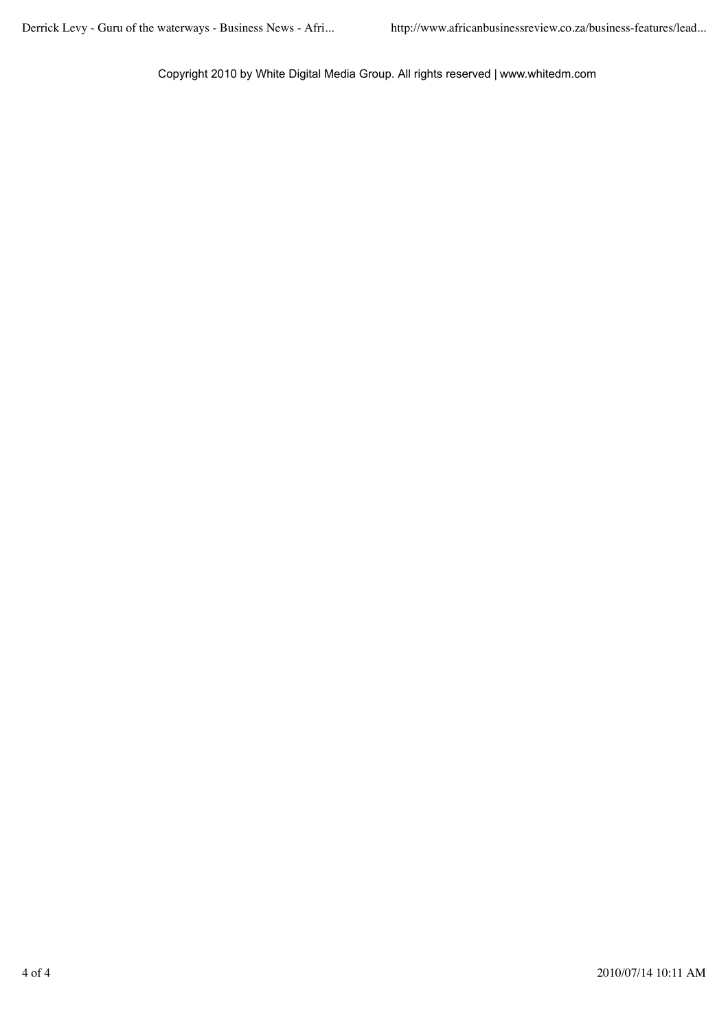Copyright 2010 by White Digital Media Group. All rights reserved | www.whitedm.com